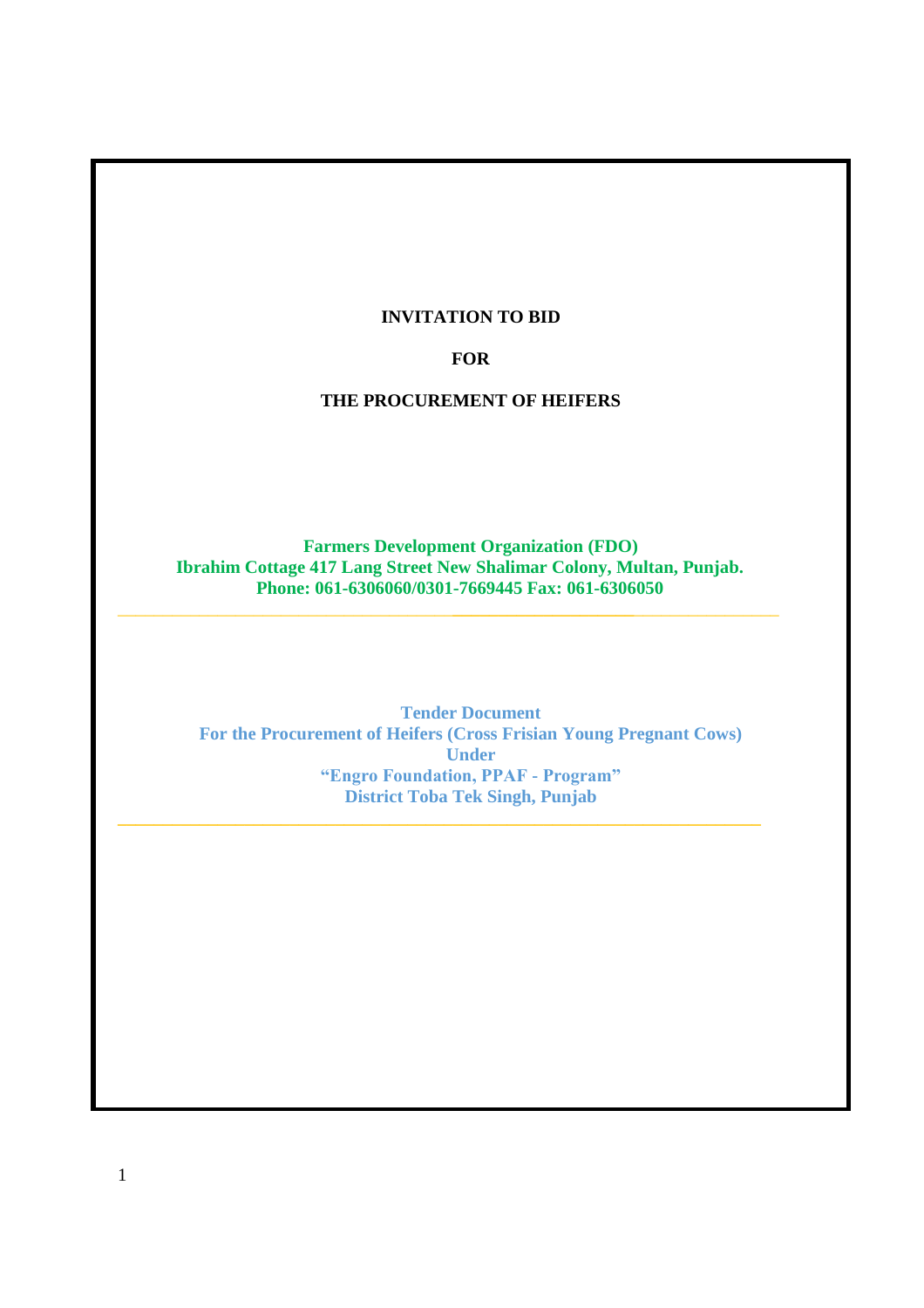# INVITATION TO BID

# FOR

# THE PROCUREMENT OF HEIFERS

**Farmers Development Organization (FDO)**
**Ibrahim Cottage 417 Lang Street New Shalimar Colony, Multan, Punjab.**
**Phone: 061-6306060/0301-7669445 Fax: 061-6306050**

---

**Tender Document**
**For the Procurement of Heifers (Cross Frisian Young Pregnant Cows)**
**Under**
**"Engro Foundation, PPAF - Program"**
**District Toba Tek Singh, Punjab**

---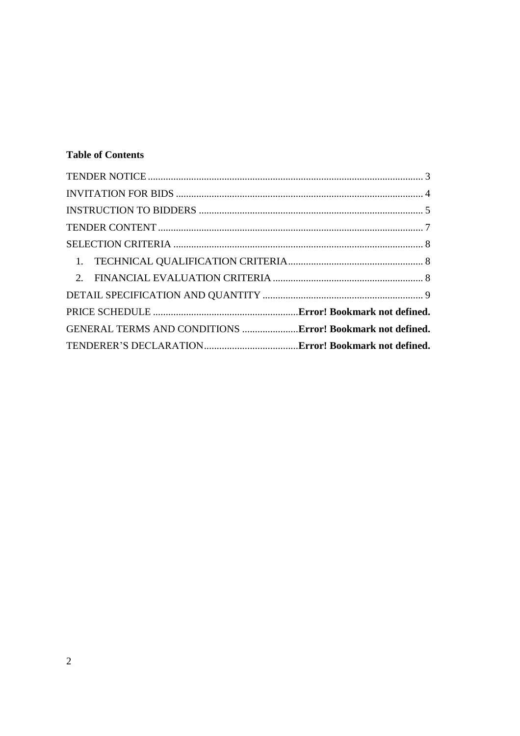**Table of Contents**

TENDER NOTICE ........................................................................................................ 3

INVITATION FOR BIDS .............................................................................................. 4

INSTRUCTION TO BIDDERS ...................................................................................... 5

TENDER CONTENT ..................................................................................................... 7

SELECTION CRITERIA ............................................................................................... 8

1. TECHNICAL QUALIFICATION CRITERIA ................................................... 8
2. FINANCIAL EVALUATION CRITERIA ......................................................... 8

DETAIL SPECIFICATION AND QUANTITY ............................................................ 9

PRICE SCHEDULE ........................................................ **Error! Bookmark not defined.**

GENERAL TERMS AND CONDITIONS ..................... **Error! Bookmark not defined.**

TENDERER'S DECLARATION .................................... **Error! Bookmark not defined.**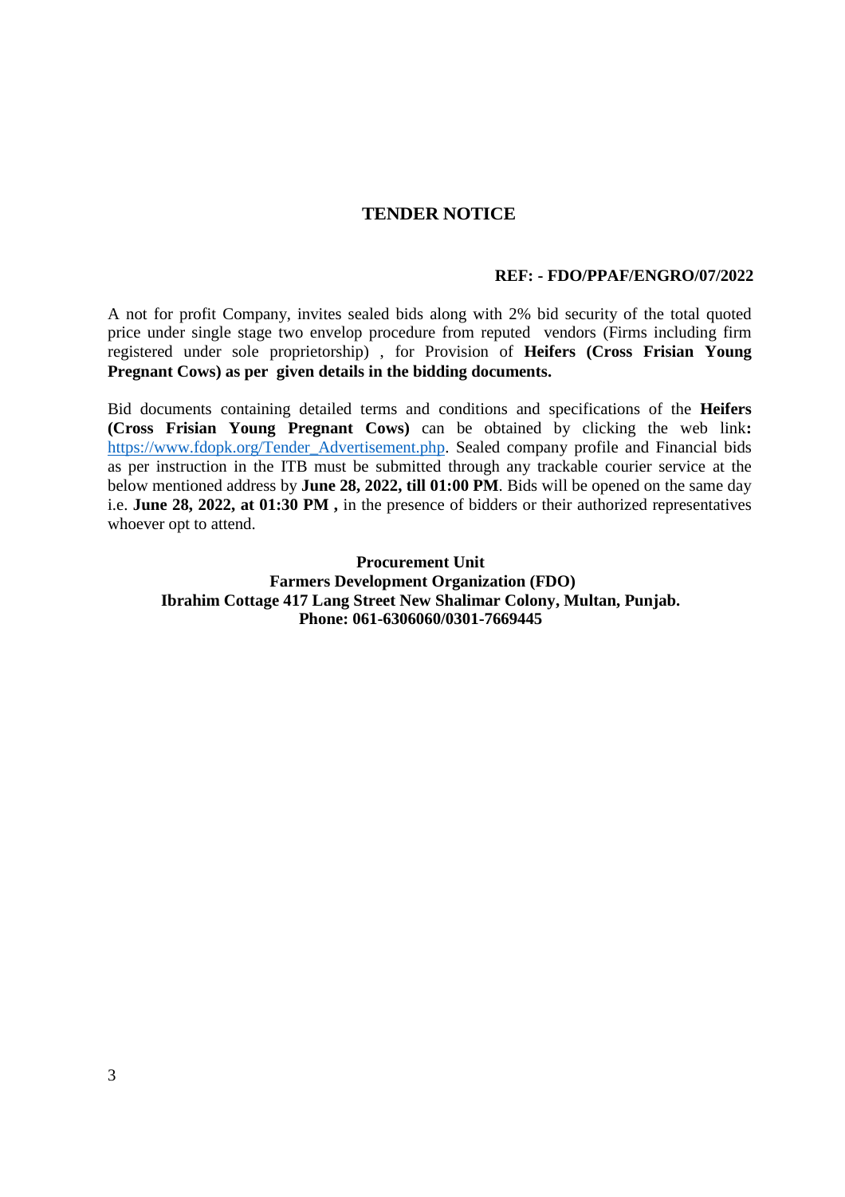# TENDER NOTICE

**REF: - FDO/PPAF/ENGRO/07/2022**

A not for profit Company, invites sealed bids along with 2% bid security of the total quoted price under single stage two envelop procedure from reputed vendors (Firms including firm registered under sole proprietorship) , for Provision of **Heifers (Cross Frisian Young Pregnant Cows) as per given details in the bidding documents.**

Bid documents containing detailed terms and conditions and specifications of the **Heifers (Cross Frisian Young Pregnant Cows)** can be obtained by clicking the web link**:** [https://www.fdopk.org/Tender_Advertisement.php](https://www.fdopk.org/Tender_Advertisement.php). Sealed company profile and Financial bids as per instruction in the ITB must be submitted through any trackable courier service at the below mentioned address by **June 28, 2022, till 01:00 PM**. Bids will be opened on the same day i.e. **June 28, 2022, at 01:30 PM ,** in the presence of bidders or their authorized representatives whoever opt to attend.

**Procurement Unit**
**Farmers Development Organization (FDO)**
**Ibrahim Cottage 417 Lang Street New Shalimar Colony, Multan, Punjab.**
**Phone: 061-6306060/0301-7669445**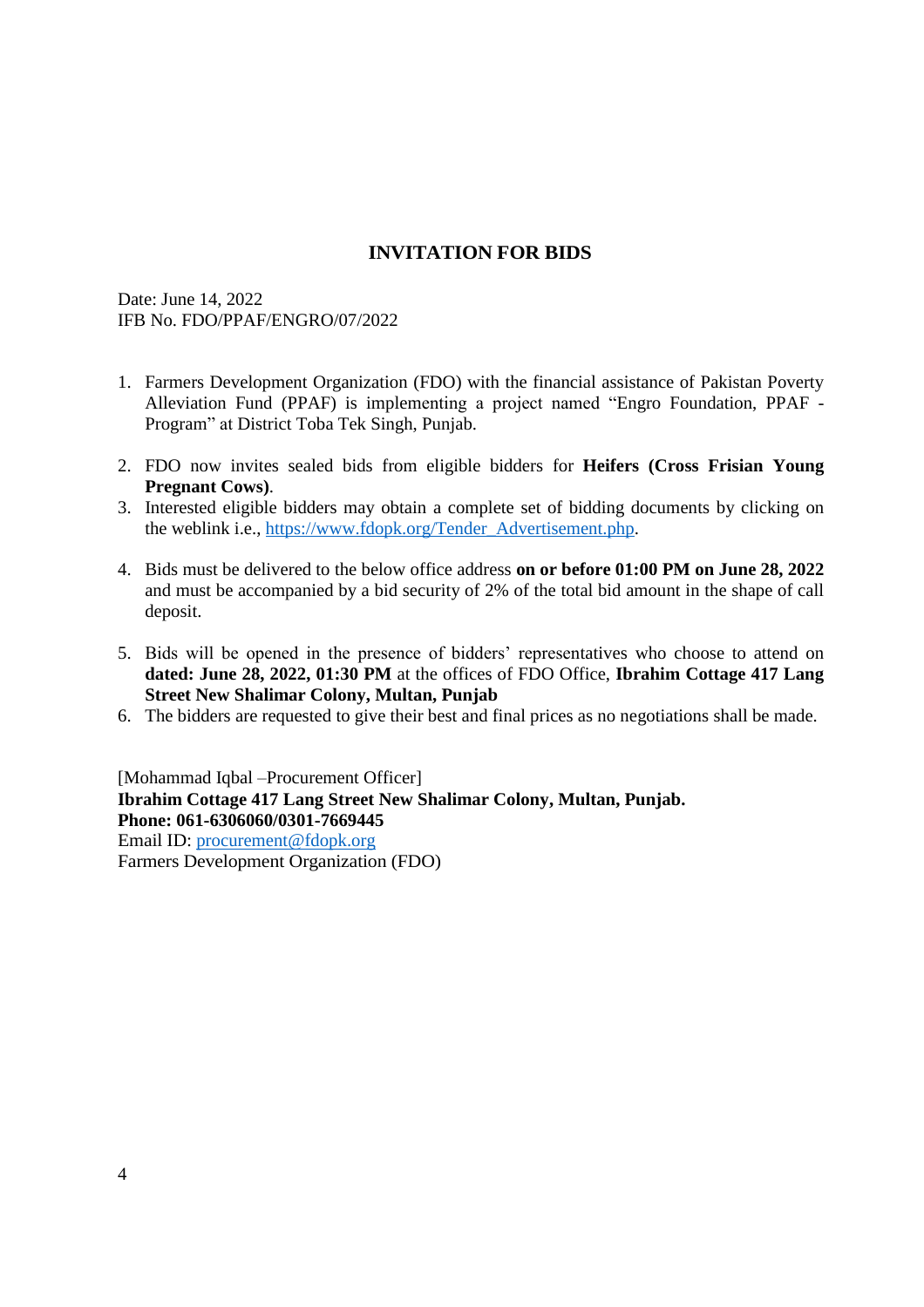## INVITATION FOR BIDS

Date: June 14, 2022
IFB No. FDO/PPAF/ENGRO/07/2022

1. Farmers Development Organization (FDO) with the financial assistance of Pakistan Poverty Alleviation Fund (PPAF) is implementing a project named "Engro Foundation, PPAF - Program" at District Toba Tek Singh, Punjab.

2. FDO now invites sealed bids from eligible bidders for **Heifers (Cross Frisian Young Pregnant Cows)**.
3. Interested eligible bidders may obtain a complete set of bidding documents by clicking on the weblink i.e., https://www.fdopk.org/Tender_Advertisement.php.

4. Bids must be delivered to the below office address **on or before 01:00 PM on June 28, 2022** and must be accompanied by a bid security of 2% of the total bid amount in the shape of call deposit.

5. Bids will be opened in the presence of bidders' representatives who choose to attend on **dated: June 28, 2022, 01:30 PM** at the offices of FDO Office, **Ibrahim Cottage 417 Lang Street New Shalimar Colony, Multan, Punjab**
6. The bidders are requested to give their best and final prices as no negotiations shall be made.

[Mohammad Iqbal –Procurement Officer]
**Ibrahim Cottage 417 Lang Street New Shalimar Colony, Multan, Punjab.**
**Phone: 061-6306060/0301-7669445**
Email ID: procurement@fdopk.org
Farmers Development Organization (FDO)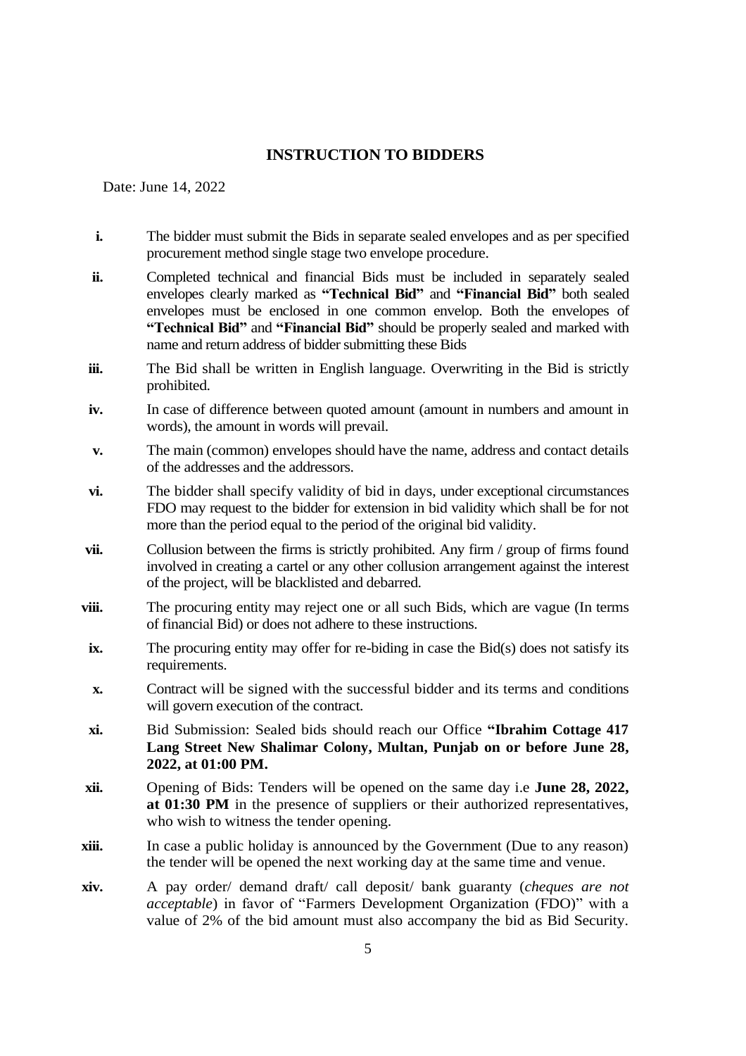## INSTRUCTION TO BIDDERS

Date: June 14, 2022

- **i.** The bidder must submit the Bids in separate sealed envelopes and as per specified procurement method single stage two envelope procedure.
- **ii.** Completed technical and financial Bids must be included in separately sealed envelopes clearly marked as **"Technical Bid"** and **"Financial Bid"** both sealed envelopes must be enclosed in one common envelop. Both the envelopes of **"Technical Bid"** and **"Financial Bid"** should be properly sealed and marked with name and return address of bidder submitting these Bids
- **iii.** The Bid shall be written in English language. Overwriting in the Bid is strictly prohibited.
- **iv.** In case of difference between quoted amount (amount in numbers and amount in words), the amount in words will prevail.
- **v.** The main (common) envelopes should have the name, address and contact details of the addresses and the addressors.
- **vi.** The bidder shall specify validity of bid in days, under exceptional circumstances FDO may request to the bidder for extension in bid validity which shall be for not more than the period equal to the period of the original bid validity.
- **vii.** Collusion between the firms is strictly prohibited. Any firm / group of firms found involved in creating a cartel or any other collusion arrangement against the interest of the project, will be blacklisted and debarred.
- **viii.** The procuring entity may reject one or all such Bids, which are vague (In terms of financial Bid) or does not adhere to these instructions.
- **ix.** The procuring entity may offer for re-biding in case the Bid(s) does not satisfy its requirements.
- **x.** Contract will be signed with the successful bidder and its terms and conditions will govern execution of the contract.
- **xi.** Bid Submission: Sealed bids should reach our Office **"Ibrahim Cottage 417 Lang Street New Shalimar Colony, Multan, Punjab on or before June 28, 2022, at 01:00 PM.**
- **xii.** Opening of Bids: Tenders will be opened on the same day i.e **June 28, 2022, at 01:30 PM** in the presence of suppliers or their authorized representatives, who wish to witness the tender opening.
- **xiii.** In case a public holiday is announced by the Government (Due to any reason) the tender will be opened the next working day at the same time and venue.
- **xiv.** A pay order/ demand draft/ call deposit/ bank guaranty (*cheques are not acceptable*) in favor of "Farmers Development Organization (FDO)" with a value of 2% of the bid amount must also accompany the bid as Bid Security.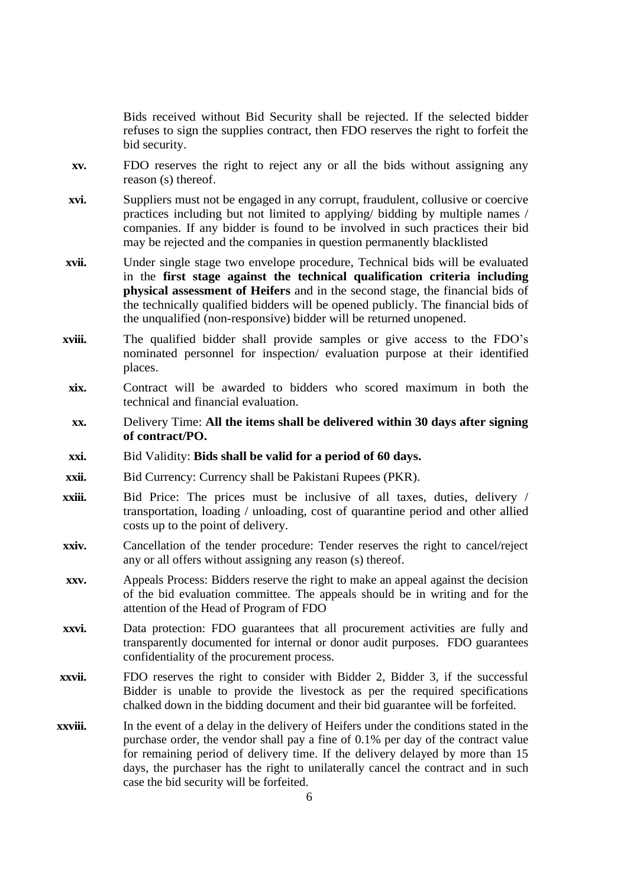Bids received without Bid Security shall be rejected. If the selected bidder refuses to sign the supplies contract, then FDO reserves the right to forfeit the bid security.

**xv.** FDO reserves the right to reject any or all the bids without assigning any reason (s) thereof.

**xvi.** Suppliers must not be engaged in any corrupt, fraudulent, collusive or coercive practices including but not limited to applying/ bidding by multiple names / companies. If any bidder is found to be involved in such practices their bid may be rejected and the companies in question permanently blacklisted

**xvii.** Under single stage two envelope procedure, Technical bids will be evaluated in the **first stage against the technical qualification criteria including physical assessment of Heifers** and in the second stage, the financial bids of the technically qualified bidders will be opened publicly. The financial bids of the unqualified (non-responsive) bidder will be returned unopened.

**xviii.** The qualified bidder shall provide samples or give access to the FDO's nominated personnel for inspection/ evaluation purpose at their identified places.

**xix.** Contract will be awarded to bidders who scored maximum in both the technical and financial evaluation.

**xx.** Delivery Time: **All the items shall be delivered within 30 days after signing of contract/PO.**

**xxi.** Bid Validity: **Bids shall be valid for a period of 60 days.**

**xxii.** Bid Currency: Currency shall be Pakistani Rupees (PKR).

**xxiii.** Bid Price: The prices must be inclusive of all taxes, duties, delivery / transportation, loading / unloading, cost of quarantine period and other allied costs up to the point of delivery.

**xxiv.** Cancellation of the tender procedure: Tender reserves the right to cancel/reject any or all offers without assigning any reason (s) thereof.

**xxv.** Appeals Process: Bidders reserve the right to make an appeal against the decision of the bid evaluation committee. The appeals should be in writing and for the attention of the Head of Program of FDO

**xxvi.** Data protection: FDO guarantees that all procurement activities are fully and transparently documented for internal or donor audit purposes. FDO guarantees confidentiality of the procurement process.

**xxvii.** FDO reserves the right to consider with Bidder 2, Bidder 3, if the successful Bidder is unable to provide the livestock as per the required specifications chalked down in the bidding document and their bid guarantee will be forfeited.

**xxviii.** In the event of a delay in the delivery of Heifers under the conditions stated in the purchase order, the vendor shall pay a fine of 0.1% per day of the contract value for remaining period of delivery time. If the delivery delayed by more than 15 days, the purchaser has the right to unilaterally cancel the contract and in such case the bid security will be forfeited.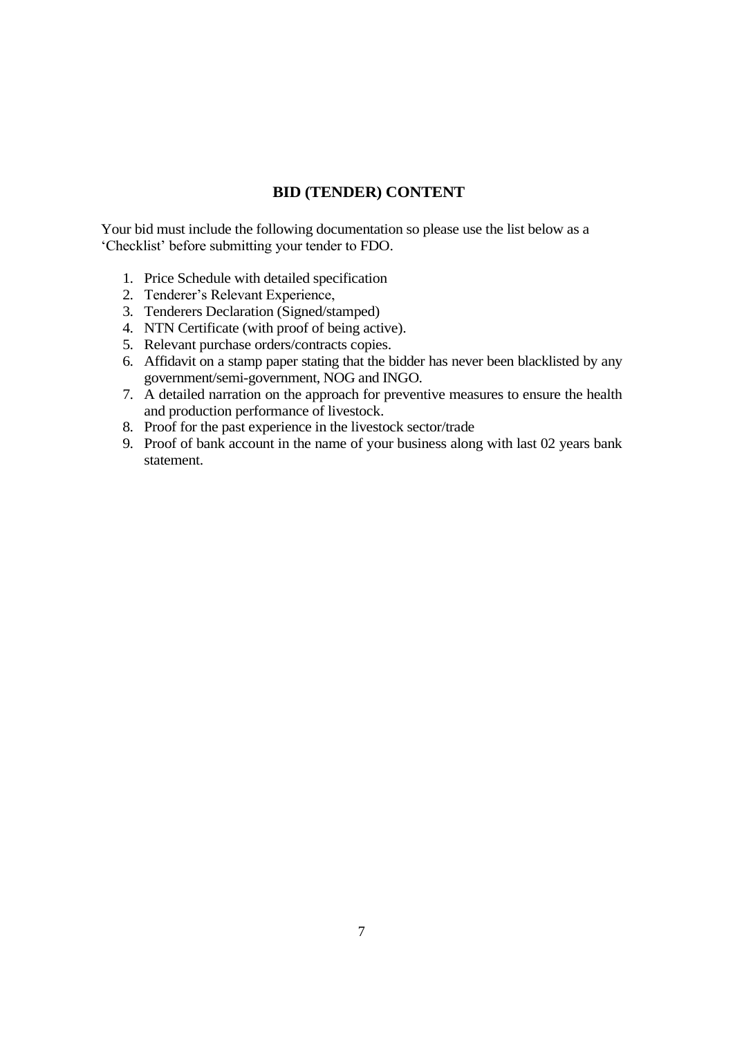## BID (TENDER) CONTENT

Your bid must include the following documentation so please use the list below as a 'Checklist' before submitting your tender to FDO.

1. Price Schedule with detailed specification
2. Tenderer's Relevant Experience,
3. Tenderers Declaration (Signed/stamped)
4. NTN Certificate (with proof of being active).
5. Relevant purchase orders/contracts copies.
6. Affidavit on a stamp paper stating that the bidder has never been blacklisted by any government/semi-government, NOG and INGO.
7. A detailed narration on the approach for preventive measures to ensure the health and production performance of livestock.
8. Proof for the past experience in the livestock sector/trade
9. Proof of bank account in the name of your business along with last 02 years bank statement.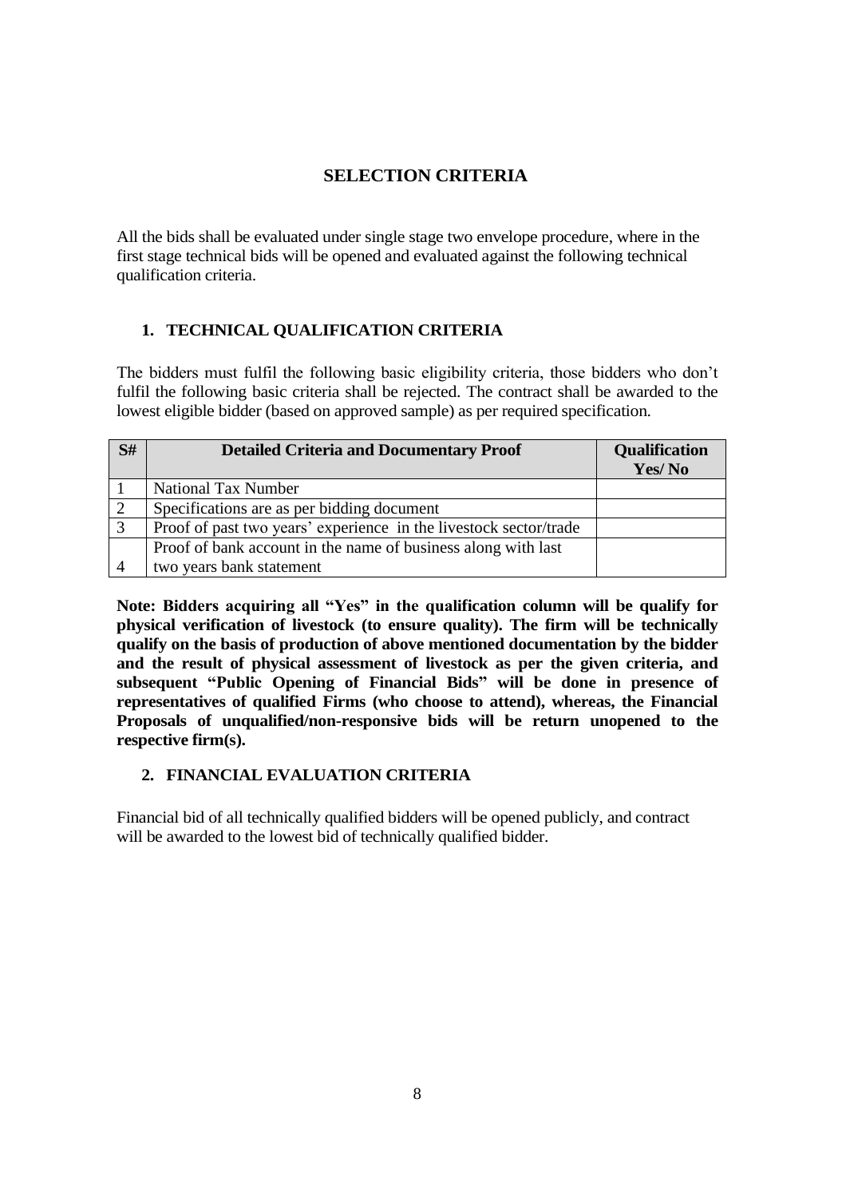# SELECTION CRITERIA

All the bids shall be evaluated under single stage two envelope procedure, where in the first stage technical bids will be opened and evaluated against the following technical qualification criteria.

## 1. TECHNICAL QUALIFICATION CRITERIA

The bidders must fulfil the following basic eligibility criteria, those bidders who don't fulfil the following basic criteria shall be rejected. The contract shall be awarded to the lowest eligible bidder (based on approved sample) as per required specification.

| S# | Detailed Criteria and Documentary Proof | Qualification Yes/ No |
|---|---|---|
| 1 | National Tax Number | |
| 2 | Specifications are as per bidding document | |
| 3 | Proof of past two years' experience in the livestock sector/trade | |
| 4 | Proof of bank account in the name of business along with last two years bank statement | |

**Note: Bidders acquiring all "Yes" in the qualification column will be qualify for physical verification of livestock (to ensure quality). The firm will be technically qualify on the basis of production of above mentioned documentation by the bidder and the result of physical assessment of livestock as per the given criteria, and subsequent "Public Opening of Financial Bids" will be done in presence of representatives of qualified Firms (who choose to attend), whereas, the Financial Proposals of unqualified/non-responsive bids will be return unopened to the respective firm(s).**

## 2. FINANCIAL EVALUATION CRITERIA

Financial bid of all technically qualified bidders will be opened publicly, and contract will be awarded to the lowest bid of technically qualified bidder.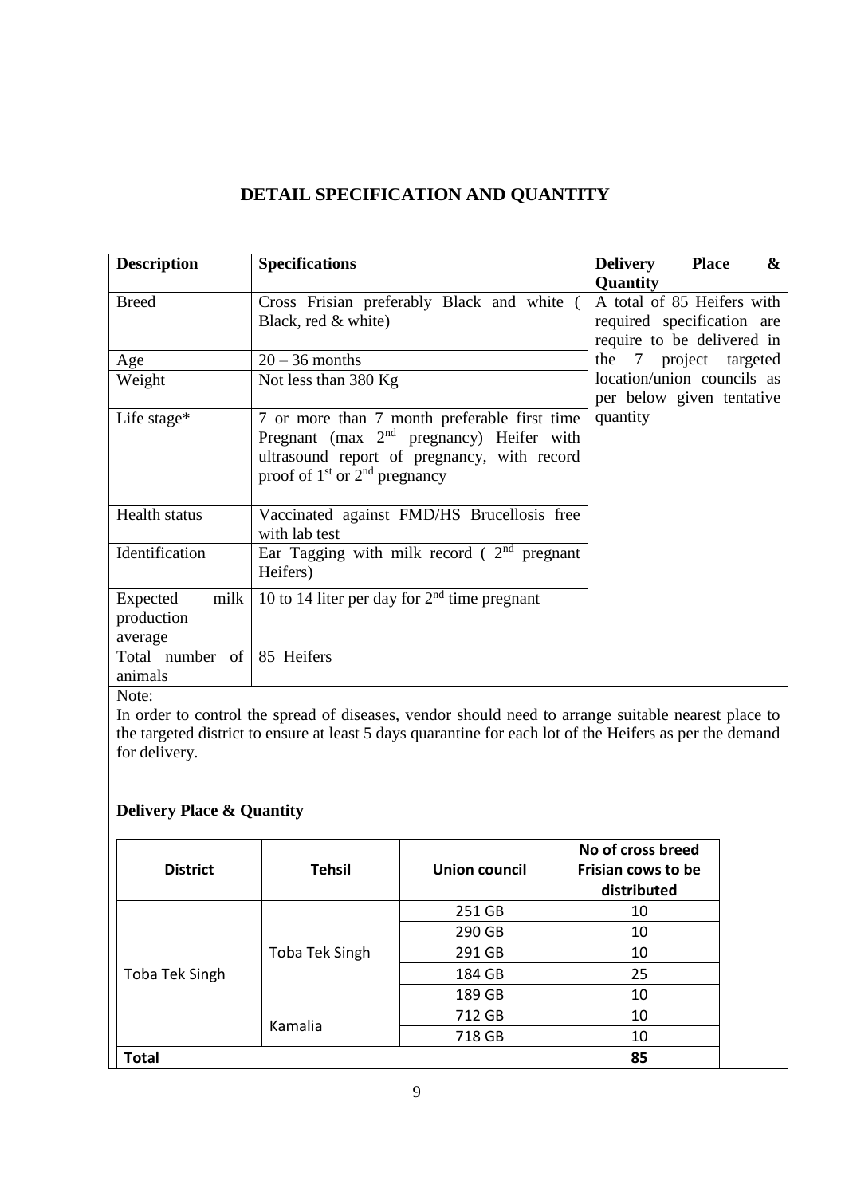## DETAIL SPECIFICATION AND QUANTITY

| Description | Specifications | Delivery Place & Quantity |
|---|---|---|
| Breed | Cross Frisian preferably Black and white ( Black, red & white) | A total of 85 Heifers with required specification are require to be delivered in the 7 project targeted location/union councils as per below given tentative quantity |
| Age | 20 – 36 months | |
| Weight | Not less than 380 Kg | |
| Life stage* | 7 or more than 7 month preferable first time Pregnant (max 2nd pregnancy) Heifer with ultrasound report of pregnancy, with record proof of 1st or 2nd pregnancy | |
| Health status | Vaccinated against FMD/HS Brucellosis free with lab test | |
| Identification | Ear Tagging with milk record ( 2nd pregnant Heifers) | |
| Expected milk production average | 10 to 14 liter per day for 2nd time pregnant | |
| Total number of animals | 85 Heifers | |

Note:

In order to control the spread of diseases, vendor should need to arrange suitable nearest place to the targeted district to ensure at least 5 days quarantine for each lot of the Heifers as per the demand for delivery.

### Delivery Place & Quantity

| District | Tehsil | Union council | No of cross breed Frisian cows to be distributed |
|---|---|---|---|
| Toba Tek Singh | Toba Tek Singh | 251 GB | 10 |
| | | 290 GB | 10 |
| | | 291 GB | 10 |
| | | 184 GB | 25 |
| | | 189 GB | 10 |
| | Kamalia | 712 GB | 10 |
| | | 718 GB | 10 |
| **Total** | | | **85** |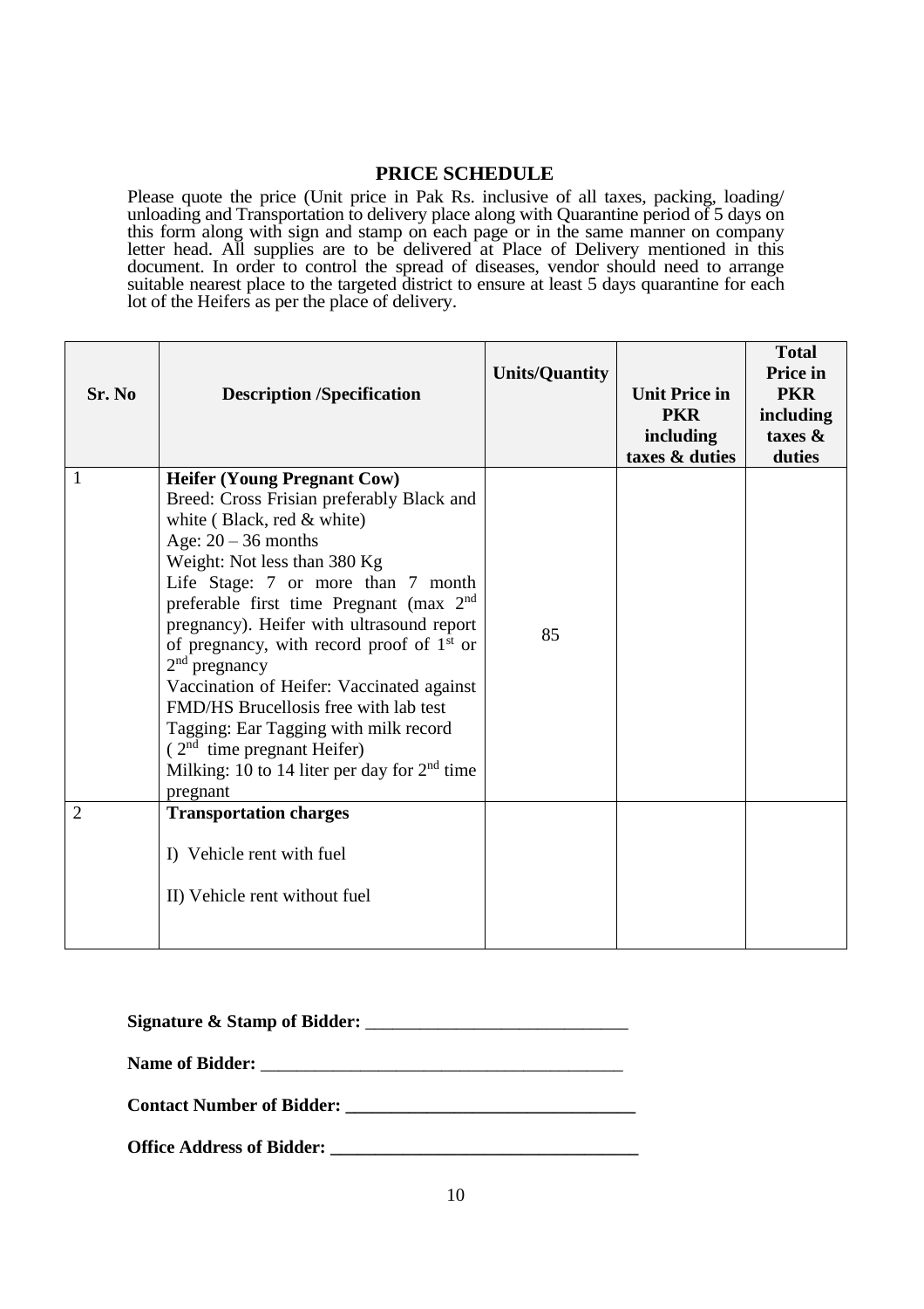## PRICE SCHEDULE

Please quote the price (Unit price in Pak Rs. inclusive of all taxes, packing, loading/ unloading and Transportation to delivery place along with Quarantine period of 5 days on this form along with sign and stamp on each page or in the same manner on company letter head. All supplies are to be delivered at Place of Delivery mentioned in this document. In order to control the spread of diseases, vendor should need to arrange suitable nearest place to the targeted district to ensure at least 5 days quarantine for each lot of the Heifers as per the place of delivery.

| Sr. No | Description /Specification | Units/Quantity | Unit Price in PKR including taxes & duties | Total Price in PKR including taxes & duties |
|---|---|---|---|---|
| 1 | **Heifer (Young Pregnant Cow)**<br>Breed: Cross Frisian preferably Black and white ( Black, red & white)<br>Age: 20 – 36 months<br>Weight: Not less than 380 Kg<br>Life Stage: 7 or more than 7 month preferable first time Pregnant (max 2nd pregnancy). Heifer with ultrasound report of pregnancy, with record proof of 1st or 2nd pregnancy<br>Vaccination of Heifer: Vaccinated against FMD/HS Brucellosis free with lab test<br>Tagging: Ear Tagging with milk record ( 2nd time pregnant Heifer)<br>Milking: 10 to 14 liter per day for 2nd time pregnant | 85 | | |
| 2 | **Transportation charges**<br>I) Vehicle rent with fuel<br>II) Vehicle rent without fuel | | | |

**Signature & Stamp of Bidder:** ____________________________

**Name of Bidder:** _______________________________________

**Contact Number of Bidder:** ________________________________

**Office Address of Bidder:** __________________________________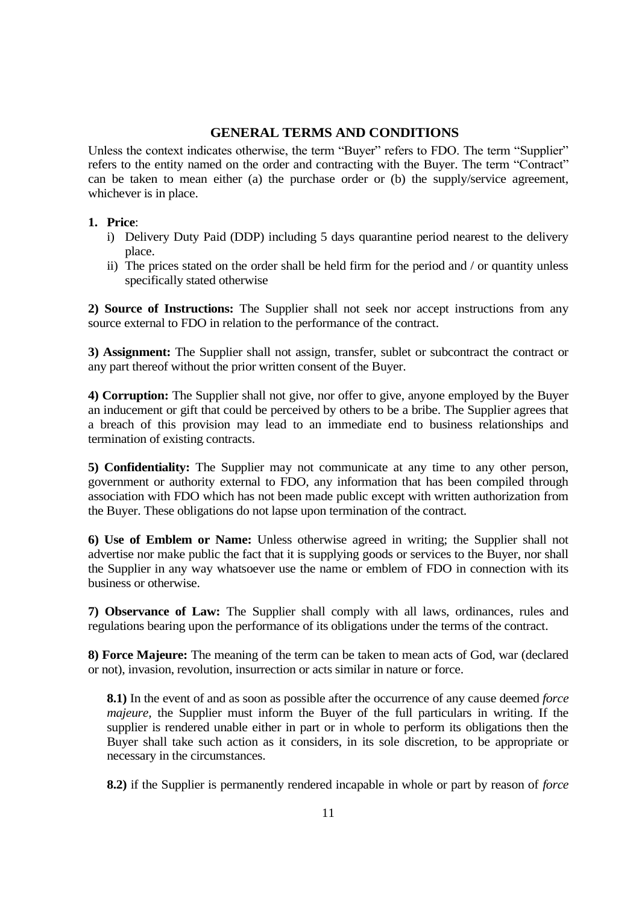## GENERAL TERMS AND CONDITIONS

Unless the context indicates otherwise, the term "Buyer" refers to FDO. The term "Supplier" refers to the entity named on the order and contracting with the Buyer. The term "Contract" can be taken to mean either (a) the purchase order or (b) the supply/service agreement, whichever is in place.

1. **Price**:
   i) Delivery Duty Paid (DDP) including 5 days quarantine period nearest to the delivery place.
   ii) The prices stated on the order shall be held firm for the period and / or quantity unless specifically stated otherwise

**2) Source of Instructions:** The Supplier shall not seek nor accept instructions from any source external to FDO in relation to the performance of the contract.

**3) Assignment:** The Supplier shall not assign, transfer, sublet or subcontract the contract or any part thereof without the prior written consent of the Buyer.

**4) Corruption:** The Supplier shall not give, nor offer to give, anyone employed by the Buyer an inducement or gift that could be perceived by others to be a bribe. The Supplier agrees that a breach of this provision may lead to an immediate end to business relationships and termination of existing contracts.

**5) Confidentiality:** The Supplier may not communicate at any time to any other person, government or authority external to FDO, any information that has been compiled through association with FDO which has not been made public except with written authorization from the Buyer. These obligations do not lapse upon termination of the contract.

**6) Use of Emblem or Name:** Unless otherwise agreed in writing; the Supplier shall not advertise nor make public the fact that it is supplying goods or services to the Buyer, nor shall the Supplier in any way whatsoever use the name or emblem of FDO in connection with its business or otherwise.

**7) Observance of Law:** The Supplier shall comply with all laws, ordinances, rules and regulations bearing upon the performance of its obligations under the terms of the contract.

**8) Force Majeure:** The meaning of the term can be taken to mean acts of God, war (declared or not), invasion, revolution, insurrection or acts similar in nature or force.

**8.1)** In the event of and as soon as possible after the occurrence of any cause deemed *force majeure*, the Supplier must inform the Buyer of the full particulars in writing. If the supplier is rendered unable either in part or in whole to perform its obligations then the Buyer shall take such action as it considers, in its sole discretion, to be appropriate or necessary in the circumstances.

**8.2)** if the Supplier is permanently rendered incapable in whole or part by reason of *force*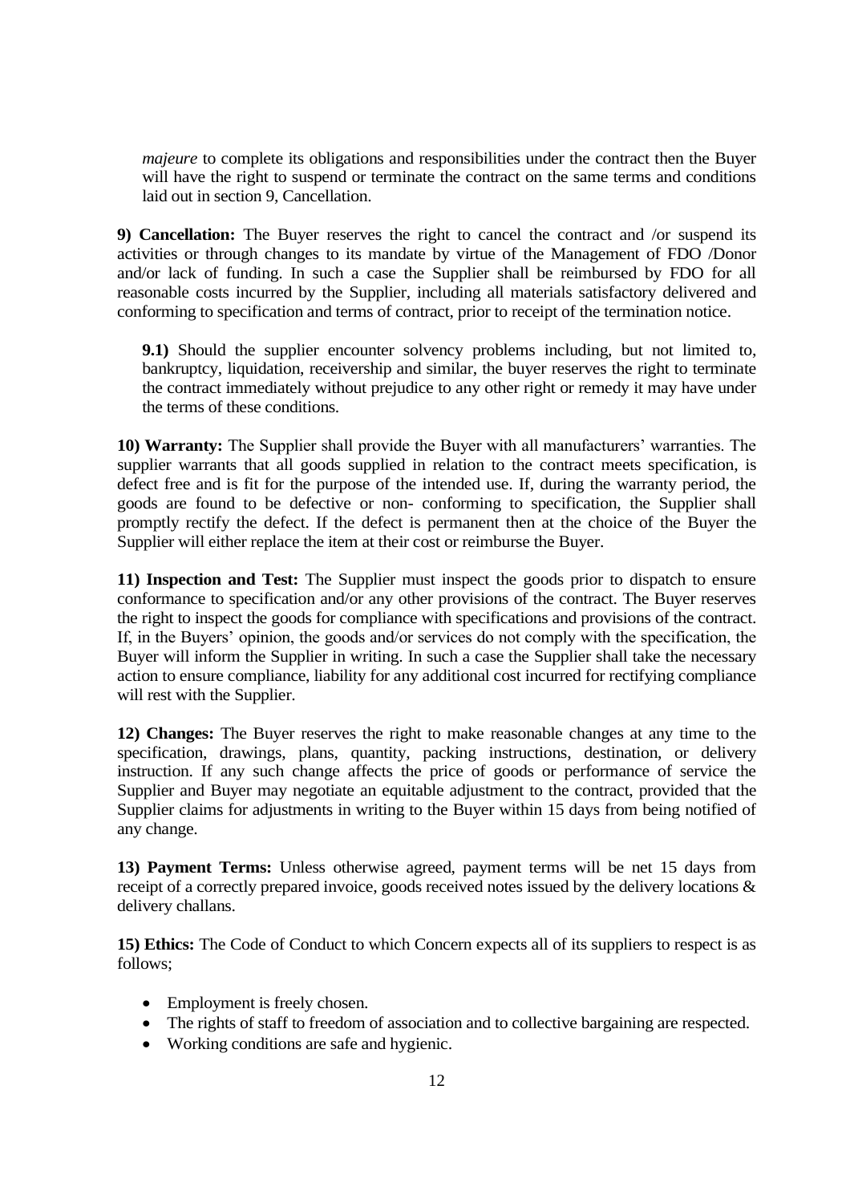*majeure* to complete its obligations and responsibilities under the contract then the Buyer will have the right to suspend or terminate the contract on the same terms and conditions laid out in section 9, Cancellation.

**9) Cancellation:** The Buyer reserves the right to cancel the contract and /or suspend its activities or through changes to its mandate by virtue of the Management of FDO /Donor and/or lack of funding. In such a case the Supplier shall be reimbursed by FDO for all reasonable costs incurred by the Supplier, including all materials satisfactory delivered and conforming to specification and terms of contract, prior to receipt of the termination notice.

**9.1)** Should the supplier encounter solvency problems including, but not limited to, bankruptcy, liquidation, receivership and similar, the buyer reserves the right to terminate the contract immediately without prejudice to any other right or remedy it may have under the terms of these conditions.

**10) Warranty:** The Supplier shall provide the Buyer with all manufacturers' warranties. The supplier warrants that all goods supplied in relation to the contract meets specification, is defect free and is fit for the purpose of the intended use. If, during the warranty period, the goods are found to be defective or non- conforming to specification, the Supplier shall promptly rectify the defect. If the defect is permanent then at the choice of the Buyer the Supplier will either replace the item at their cost or reimburse the Buyer.

**11) Inspection and Test:** The Supplier must inspect the goods prior to dispatch to ensure conformance to specification and/or any other provisions of the contract. The Buyer reserves the right to inspect the goods for compliance with specifications and provisions of the contract. If, in the Buyers' opinion, the goods and/or services do not comply with the specification, the Buyer will inform the Supplier in writing. In such a case the Supplier shall take the necessary action to ensure compliance, liability for any additional cost incurred for rectifying compliance will rest with the Supplier.

**12) Changes:** The Buyer reserves the right to make reasonable changes at any time to the specification, drawings, plans, quantity, packing instructions, destination, or delivery instruction. If any such change affects the price of goods or performance of service the Supplier and Buyer may negotiate an equitable adjustment to the contract, provided that the Supplier claims for adjustments in writing to the Buyer within 15 days from being notified of any change.

**13) Payment Terms:** Unless otherwise agreed, payment terms will be net 15 days from receipt of a correctly prepared invoice, goods received notes issued by the delivery locations & delivery challans.

**15) Ethics:** The Code of Conduct to which Concern expects all of its suppliers to respect is as follows;

- Employment is freely chosen.
- The rights of staff to freedom of association and to collective bargaining are respected.
- Working conditions are safe and hygienic.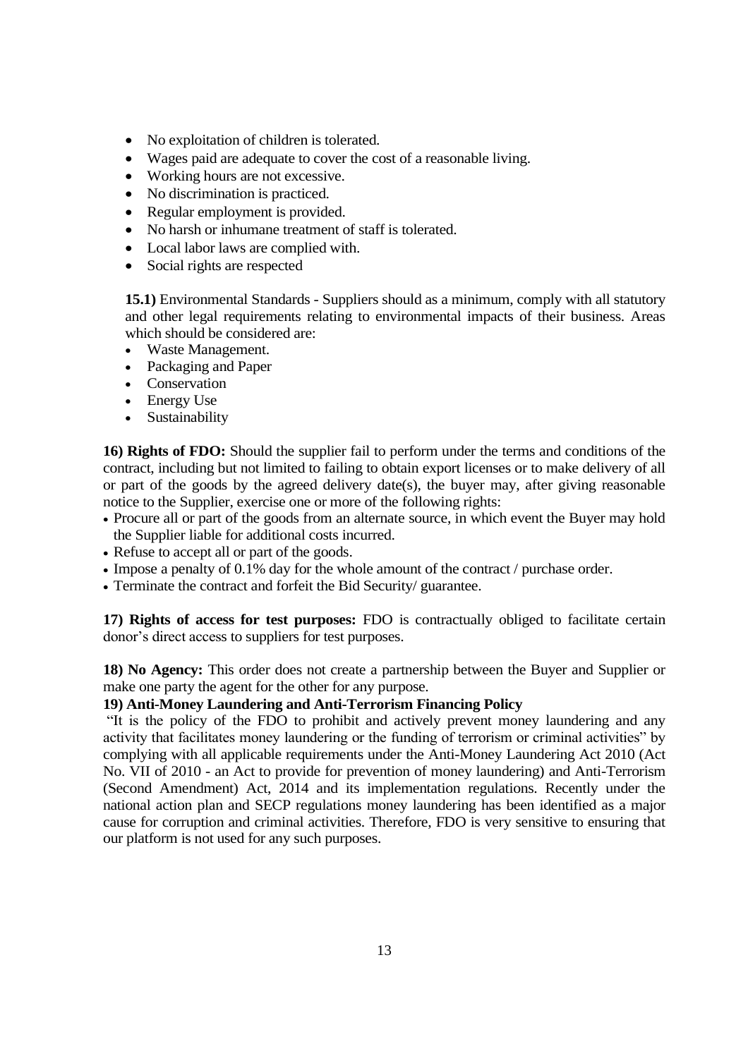- No exploitation of children is tolerated.
- Wages paid are adequate to cover the cost of a reasonable living.
- Working hours are not excessive.
- No discrimination is practiced.
- Regular employment is provided.
- No harsh or inhumane treatment of staff is tolerated.
- Local labor laws are complied with.
- Social rights are respected

**15.1)** Environmental Standards - Suppliers should as a minimum, comply with all statutory and other legal requirements relating to environmental impacts of their business. Areas which should be considered are:

- Waste Management.
- Packaging and Paper
- Conservation
- Energy Use
- Sustainability

**16) Rights of FDO:** Should the supplier fail to perform under the terms and conditions of the contract, including but not limited to failing to obtain export licenses or to make delivery of all or part of the goods by the agreed delivery date(s), the buyer may, after giving reasonable notice to the Supplier, exercise one or more of the following rights:

- Procure all or part of the goods from an alternate source, in which event the Buyer may hold the Supplier liable for additional costs incurred.
- Refuse to accept all or part of the goods.
- Impose a penalty of 0.1% day for the whole amount of the contract / purchase order.
- Terminate the contract and forfeit the Bid Security/ guarantee.

**17) Rights of access for test purposes:** FDO is contractually obliged to facilitate certain donor's direct access to suppliers for test purposes.

**18) No Agency:** This order does not create a partnership between the Buyer and Supplier or make one party the agent for the other for any purpose.

**19) Anti-Money Laundering and Anti-Terrorism Financing Policy**

"It is the policy of the FDO to prohibit and actively prevent money laundering and any activity that facilitates money laundering or the funding of terrorism or criminal activities" by complying with all applicable requirements under the Anti-Money Laundering Act 2010 (Act No. VII of 2010 - an Act to provide for prevention of money laundering) and Anti-Terrorism (Second Amendment) Act, 2014 and its implementation regulations. Recently under the national action plan and SECP regulations money laundering has been identified as a major cause for corruption and criminal activities. Therefore, FDO is very sensitive to ensuring that our platform is not used for any such purposes.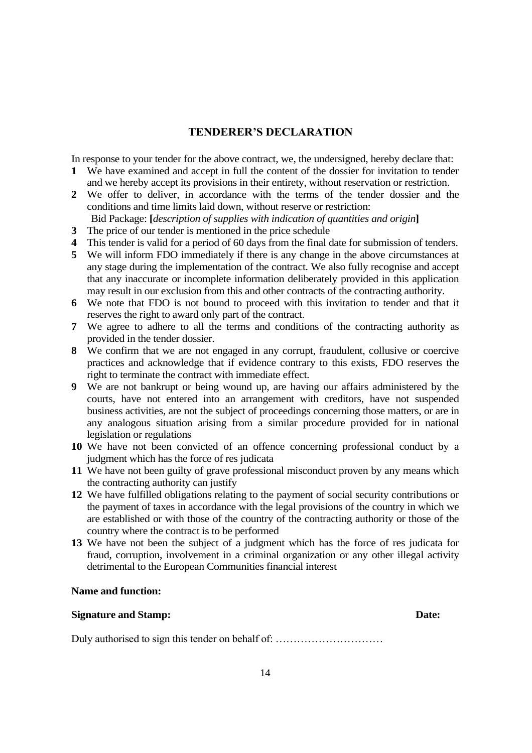## TENDERER'S DECLARATION

In response to your tender for the above contract, we, the undersigned, hereby declare that:

1. We have examined and accept in full the content of the dossier for invitation to tender and we hereby accept its provisions in their entirety, without reservation or restriction.
2. We offer to deliver, in accordance with the terms of the tender dossier and the conditions and time limits laid down, without reserve or restriction:
   Bid Package: **[***description of supplies with indication of quantities and origin***]**
3. The price of our tender is mentioned in the price schedule
4. This tender is valid for a period of 60 days from the final date for submission of tenders.
5. We will inform FDO immediately if there is any change in the above circumstances at any stage during the implementation of the contract. We also fully recognise and accept that any inaccurate or incomplete information deliberately provided in this application may result in our exclusion from this and other contracts of the contracting authority.
6. We note that FDO is not bound to proceed with this invitation to tender and that it reserves the right to award only part of the contract.
7. We agree to adhere to all the terms and conditions of the contracting authority as provided in the tender dossier.
8. We confirm that we are not engaged in any corrupt, fraudulent, collusive or coercive practices and acknowledge that if evidence contrary to this exists, FDO reserves the right to terminate the contract with immediate effect.
9. We are not bankrupt or being wound up, are having our affairs administered by the courts, have not entered into an arrangement with creditors, have not suspended business activities, are not the subject of proceedings concerning those matters, or are in any analogous situation arising from a similar procedure provided for in national legislation or regulations
10. We have not been convicted of an offence concerning professional conduct by a judgment which has the force of res judicata
11. We have not been guilty of grave professional misconduct proven by any means which the contracting authority can justify
12. We have fulfilled obligations relating to the payment of social security contributions or the payment of taxes in accordance with the legal provisions of the country in which we are established or with those of the country of the contracting authority or those of the country where the contract is to be performed
13. We have not been the subject of a judgment which has the force of res judicata for fraud, corruption, involvement in a criminal organization or any other illegal activity detrimental to the European Communities financial interest

**Name and function:**

**Signature and Stamp:** **Date:**

Duly authorised to sign this tender on behalf of: …………………………